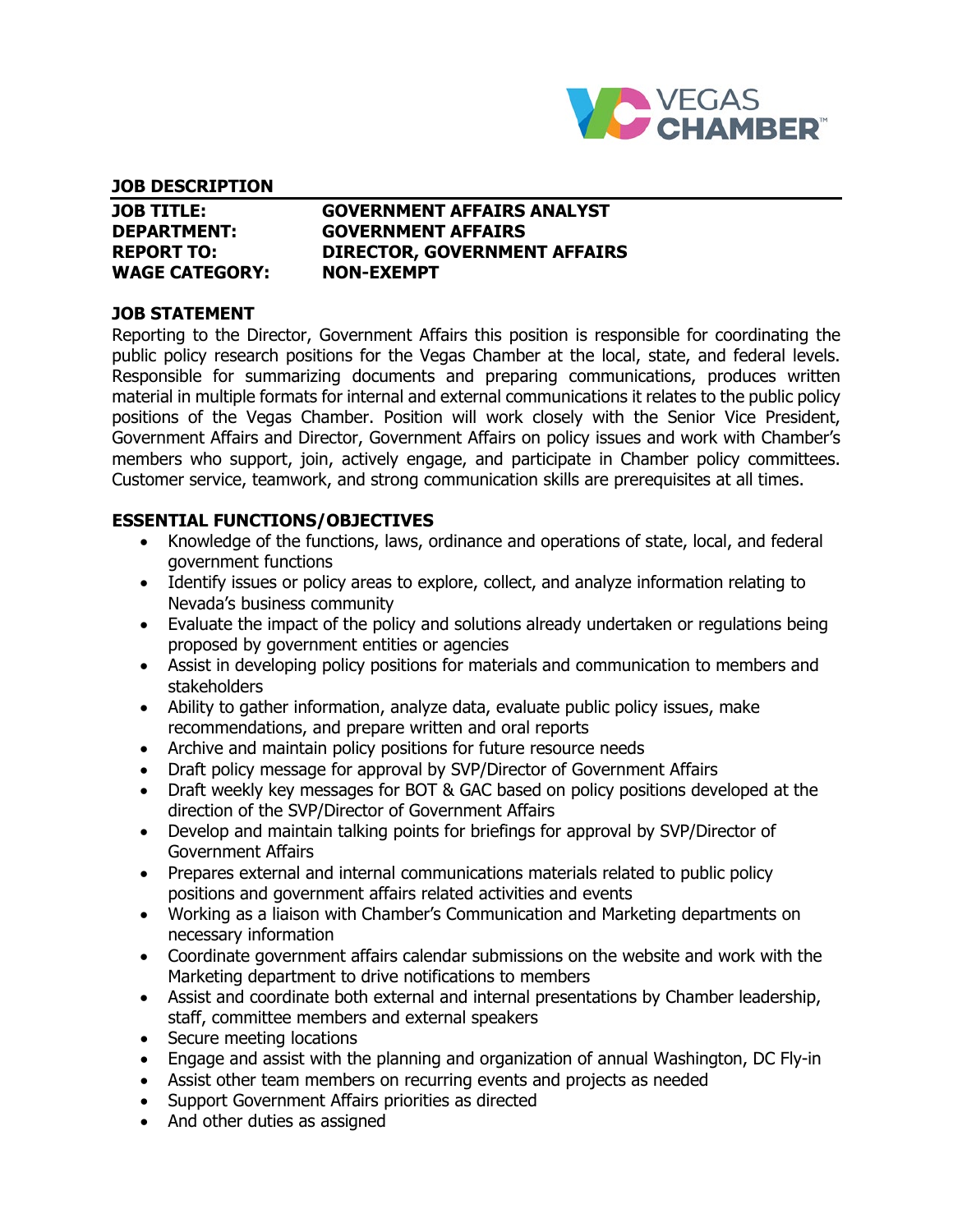## JOB DESCRIPTION

| | |
|---|---|
| **JOB TITLE:** | **GOVERNMENT AFFAIRS ANALYST** |
| **DEPARTMENT:** | **GOVERNMENT AFFAIRS** |
| **REPORT TO:** | **DIRECTOR, GOVERNMENT AFFAIRS** |
| **WAGE CATEGORY:** | **NON-EXEMPT** |

### JOB STATEMENT

Reporting to the Director, Government Affairs this position is responsible for coordinating the public policy research positions for the Vegas Chamber at the local, state, and federal levels. Responsible for summarizing documents and preparing communications, produces written material in multiple formats for internal and external communications it relates to the public policy positions of the Vegas Chamber. Position will work closely with the Senior Vice President, Government Affairs and Director, Government Affairs on policy issues and work with Chamber's members who support, join, actively engage, and participate in Chamber policy committees. Customer service, teamwork, and strong communication skills are prerequisites at all times.

### ESSENTIAL FUNCTIONS/OBJECTIVES

- Knowledge of the functions, laws, ordinance and operations of state, local, and federal government functions
- Identify issues or policy areas to explore, collect, and analyze information relating to Nevada's business community
- Evaluate the impact of the policy and solutions already undertaken or regulations being proposed by government entities or agencies
- Assist in developing policy positions for materials and communication to members and stakeholders
- Ability to gather information, analyze data, evaluate public policy issues, make recommendations, and prepare written and oral reports
- Archive and maintain policy positions for future resource needs
- Draft policy message for approval by SVP/Director of Government Affairs
- Draft weekly key messages for BOT & GAC based on policy positions developed at the direction of the SVP/Director of Government Affairs
- Develop and maintain talking points for briefings for approval by SVP/Director of Government Affairs
- Prepares external and internal communications materials related to public policy positions and government affairs related activities and events
- Working as a liaison with Chamber's Communication and Marketing departments on necessary information
- Coordinate government affairs calendar submissions on the website and work with the Marketing department to drive notifications to members
- Assist and coordinate both external and internal presentations by Chamber leadership, staff, committee members and external speakers
- Secure meeting locations
- Engage and assist with the planning and organization of annual Washington, DC Fly-in
- Assist other team members on recurring events and projects as needed
- Support Government Affairs priorities as directed
- And other duties as assigned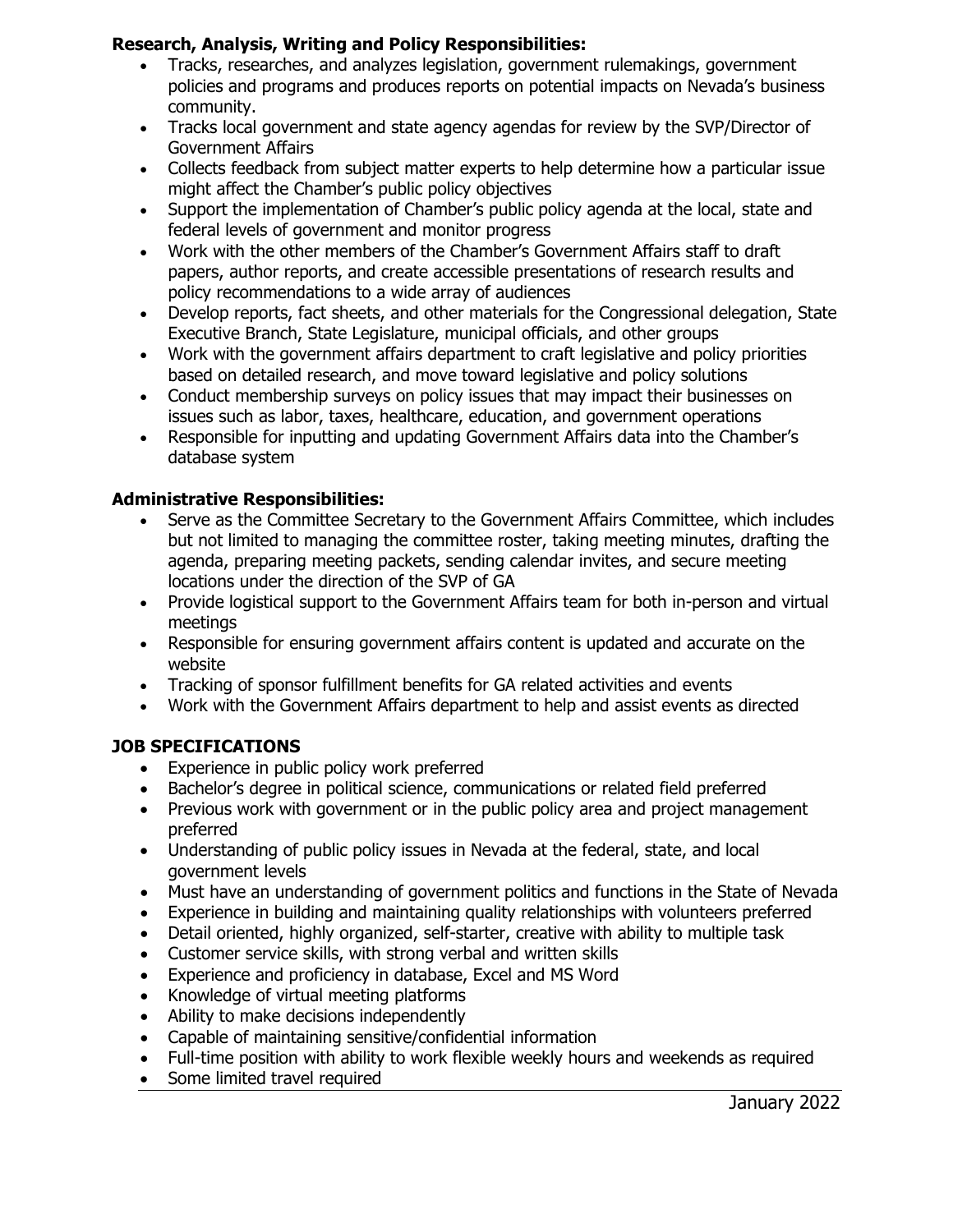**Research, Analysis, Writing and Policy Responsibilities:**

- Tracks, researches, and analyzes legislation, government rulemakings, government policies and programs and produces reports on potential impacts on Nevada's business community.
- Tracks local government and state agency agendas for review by the SVP/Director of Government Affairs
- Collects feedback from subject matter experts to help determine how a particular issue might affect the Chamber's public policy objectives
- Support the implementation of Chamber's public policy agenda at the local, state and federal levels of government and monitor progress
- Work with the other members of the Chamber's Government Affairs staff to draft papers, author reports, and create accessible presentations of research results and policy recommendations to a wide array of audiences
- Develop reports, fact sheets, and other materials for the Congressional delegation, State Executive Branch, State Legislature, municipal officials, and other groups
- Work with the government affairs department to craft legislative and policy priorities based on detailed research, and move toward legislative and policy solutions
- Conduct membership surveys on policy issues that may impact their businesses on issues such as labor, taxes, healthcare, education, and government operations
- Responsible for inputting and updating Government Affairs data into the Chamber's database system

**Administrative Responsibilities:**

- Serve as the Committee Secretary to the Government Affairs Committee, which includes but not limited to managing the committee roster, taking meeting minutes, drafting the agenda, preparing meeting packets, sending calendar invites, and secure meeting locations under the direction of the SVP of GA
- Provide logistical support to the Government Affairs team for both in-person and virtual meetings
- Responsible for ensuring government affairs content is updated and accurate on the website
- Tracking of sponsor fulfillment benefits for GA related activities and events
- Work with the Government Affairs department to help and assist events as directed

**JOB SPECIFICATIONS**

- Experience in public policy work preferred
- Bachelor's degree in political science, communications or related field preferred
- Previous work with government or in the public policy area and project management preferred
- Understanding of public policy issues in Nevada at the federal, state, and local government levels
- Must have an understanding of government politics and functions in the State of Nevada
- Experience in building and maintaining quality relationships with volunteers preferred
- Detail oriented, highly organized, self-starter, creative with ability to multiple task
- Customer service skills, with strong verbal and written skills
- Experience and proficiency in database, Excel and MS Word
- Knowledge of virtual meeting platforms
- Ability to make decisions independently
- Capable of maintaining sensitive/confidential information
- Full-time position with ability to work flexible weekly hours and weekends as required
- Some limited travel required

January 2022